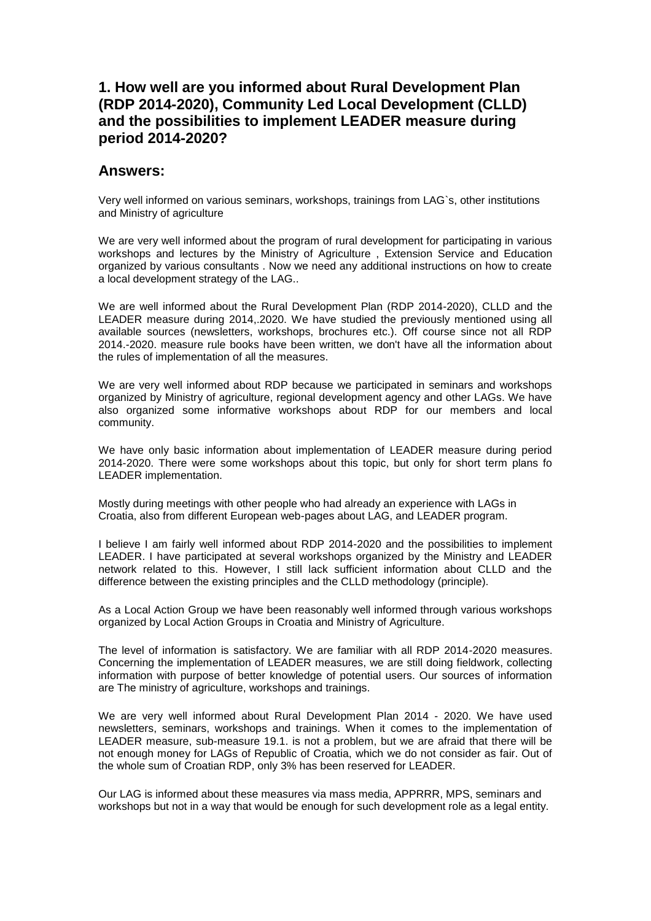## 1. How well are you informed about Rural Development Plan (RDP 2014-2020), Community Led Local Development (CLLD) and the possibilities to implement LEADER measure during period 2014-2020?

## Answers:

Very well informed on various seminars, workshops, trainings from LAG`s, other institutions and Ministry of agriculture

We are very well informed about the program of rural development for participating in various workshops and lectures by the Ministry of Agriculture , Extension Service and Education organized by various consultants . Now we need any additional instructions on how to create a local development strategy of the LAG..

We are well informed about the Rural Development Plan (RDP 2014-2020), CLLD and the LEADER measure during 2014,.2020. We have studied the previously mentioned using all available sources (newsletters, workshops, brochures etc.). Off course since not all RDP 2014.-2020. measure rule books have been written, we don't have all the information about the rules of implementation of all the measures.

We are very well informed about RDP because we participated in seminars and workshops organized by Ministry of agriculture, regional development agency and other LAGs. We have also organized some informative workshops about RDP for our members and local community.

We have only basic information about implementation of LEADER measure during period 2014-2020. There were some workshops about this topic, but only for short term plans fo LEADER implementation.

Mostly during meetings with other people who had already an experience with LAGs in Croatia, also from different European web-pages about LAG, and LEADER program.

I believe I am fairly well informed about RDP 2014-2020 and the possibilities to implement LEADER. I have participated at several workshops organized by the Ministry and LEADER network related to this. However, I still lack sufficient information about CLLD and the difference between the existing principles and the CLLD methodology (principle).

As a Local Action Group we have been reasonably well informed through various workshops organized by Local Action Groups in Croatia and Ministry of Agriculture.

The level of information is satisfactory. We are familiar with all RDP 2014-2020 measures. Concerning the implementation of LEADER measures, we are still doing fieldwork, collecting information with purpose of better knowledge of potential users. Our sources of information are The ministry of agriculture, workshops and trainings.

We are very well informed about Rural Development Plan 2014 - 2020. We have used newsletters, seminars, workshops and trainings. When it comes to the implementation of LEADER measure, sub-measure 19.1. is not a problem, but we are afraid that there will be not enough money for LAGs of Republic of Croatia, which we do not consider as fair. Out of the whole sum of Croatian RDP, only 3% has been reserved for LEADER.

Our LAG is informed about these measures via mass media, APPRRR, MPS, seminars and workshops but not in a way that would be enough for such development role as a legal entity.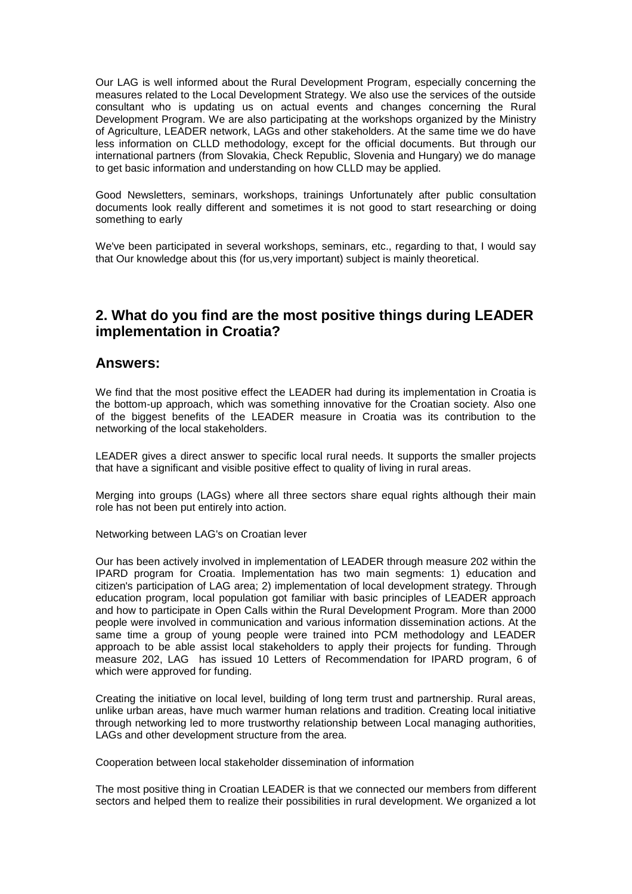Our LAG is well informed about the Rural Development Program, especially concerning the measures related to the Local Development Strategy. We also use the services of the outside consultant who is updating us on actual events and changes concerning the Rural Development Program. We are also participating at the workshops organized by the Ministry of Agriculture, LEADER network, LAGs and other stakeholders. At the same time we do have less information on CLLD methodology, except for the official documents. But through our international partners (from Slovakia, Check Republic, Slovenia and Hungary) we do manage to get basic information and understanding on how CLLD may be applied.

Good Newsletters, seminars, workshops, trainings Unfortunately after public consultation documents look really different and sometimes it is not good to start researching or doing something to early

We've been participated in several workshops, seminars, etc., regarding to that, I would say that Our knowledge about this (for us,very important) subject is mainly theoretical.

## 2. What do you find are the most positive things during LEADER implementation in Croatia?

## Answers:

We find that the most positive effect the LEADER had during its implementation in Croatia is the bottom-up approach, which was something innovative for the Croatian society. Also one of the biggest benefits of the LEADER measure in Croatia was its contribution to the networking of the local stakeholders.

LEADER gives a direct answer to specific local rural needs. It supports the smaller projects that have a significant and visible positive effect to quality of living in rural areas.

Merging into groups (LAGs) where all three sectors share equal rights although their main role has not been put entirely into action.

Networking between LAG's on Croatian lever

Our has been actively involved in implementation of LEADER through measure 202 within the IPARD program for Croatia. Implementation has two main segments: 1) education and citizen's participation of LAG area; 2) implementation of local development strategy. Through education program, local population got familiar with basic principles of LEADER approach and how to participate in Open Calls within the Rural Development Program. More than 2000 people were involved in communication and various information dissemination actions. At the same time a group of young people were trained into PCM methodology and LEADER approach to be able assist local stakeholders to apply their projects for funding. Through measure 202, LAG has issued 10 Letters of Recommendation for IPARD program, 6 of which were approved for funding.

Creating the initiative on local level, building of long term trust and partnership. Rural areas, unlike urban areas, have much warmer human relations and tradition. Creating local initiative through networking led to more trustworthy relationship between Local managing authorities, LAGs and other development structure from the area.

Cooperation between local stakeholder dissemination of information

The most positive thing in Croatian LEADER is that we connected our members from different sectors and helped them to realize their possibilities in rural development. We organized a lot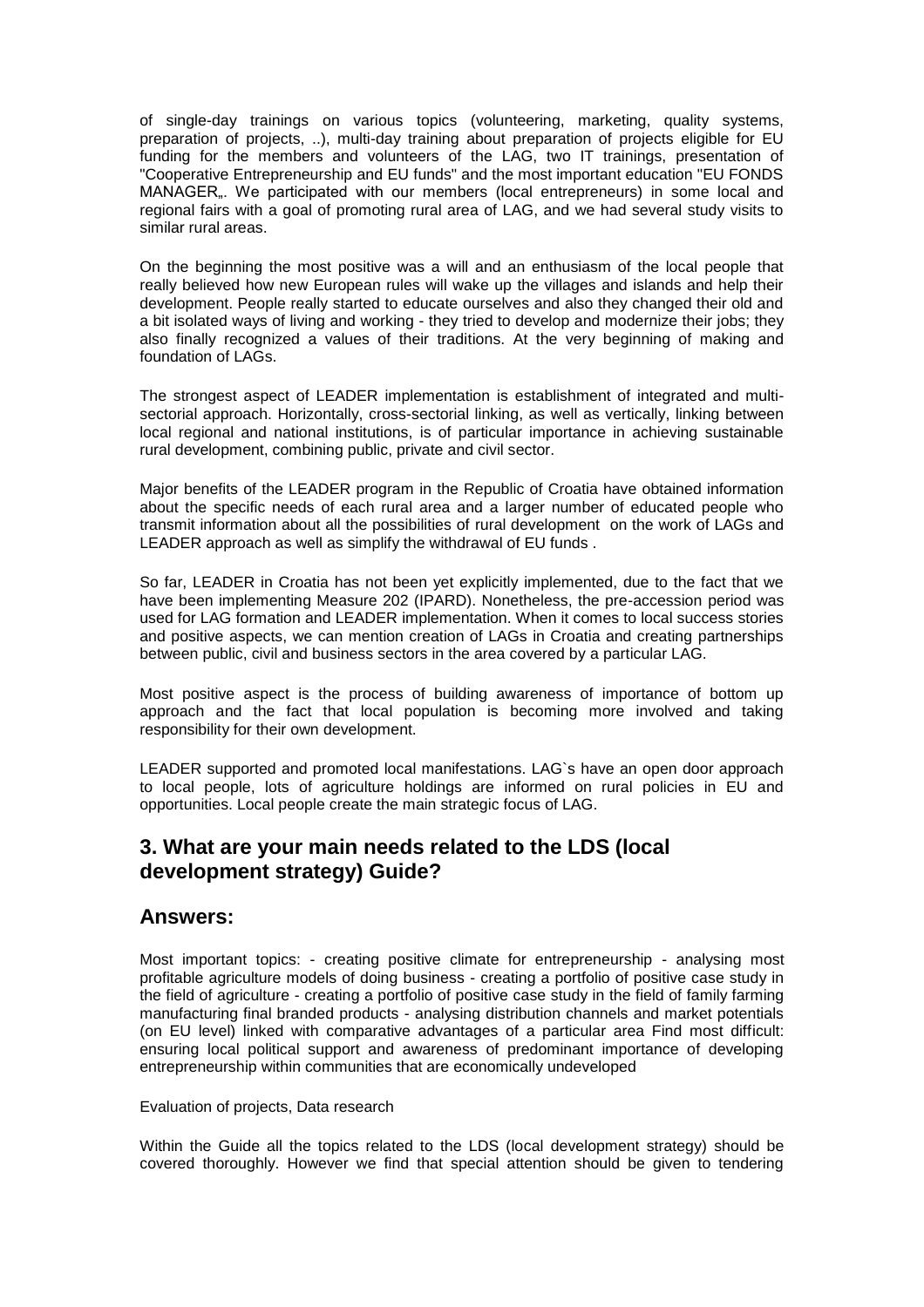of single-day trainings on various topics (volunteering, marketing, quality systems, preparation of projects, ..), multi-day training about preparation of projects eligible for EU funding for the members and volunteers of the LAG, two IT trainings, presentation of "Cooperative Entrepreneurship and EU funds" and the most important education "EU FONDS MANAGER„. We participated with our members (local entrepreneurs) in some local and regional fairs with a goal of promoting rural area of LAG, and we had several study visits to similar rural areas.

On the beginning the most positive was a will and an enthusiasm of the local people that really believed how new European rules will wake up the villages and islands and help their development. People really started to educate ourselves and also they changed their old and a bit isolated ways of living and working - they tried to develop and modernize their jobs; they also finally recognized a values of their traditions. At the very beginning of making and foundation of LAGs.

The strongest aspect of LEADER implementation is establishment of integrated and multi-sectorial approach. Horizontally, cross-sectorial linking, as well as vertically, linking between local regional and national institutions, is of particular importance in achieving sustainable rural development, combining public, private and civil sector.

Major benefits of the LEADER program in the Republic of Croatia have obtained information about the specific needs of each rural area and a larger number of educated people who transmit information about all the possibilities of rural development on the work of LAGs and LEADER approach as well as simplify the withdrawal of EU funds .

So far, LEADER in Croatia has not been yet explicitly implemented, due to the fact that we have been implementing Measure 202 (IPARD). Nonetheless, the pre-accession period was used for LAG formation and LEADER implementation. When it comes to local success stories and positive aspects, we can mention creation of LAGs in Croatia and creating partnerships between public, civil and business sectors in the area covered by a particular LAG.

Most positive aspect is the process of building awareness of importance of bottom up approach and the fact that local population is becoming more involved and taking responsibility for their own development.

LEADER supported and promoted local manifestations. LAG`s have an open door approach to local people, lots of agriculture holdings are informed on rural policies in EU and opportunities. Local people create the main strategic focus of LAG.

## 3. What are your main needs related to the LDS (local development strategy) Guide?

## Answers:

Most important topics: - creating positive climate for entrepreneurship - analysing most profitable agriculture models of doing business - creating a portfolio of positive case study in the field of agriculture - creating a portfolio of positive case study in the field of family farming manufacturing final branded products - analysing distribution channels and market potentials (on EU level) linked with comparative advantages of a particular area Find most difficult: ensuring local political support and awareness of predominant importance of developing entrepreneurship within communities that are economically undeveloped

Evaluation of projects, Data research

Within the Guide all the topics related to the LDS (local development strategy) should be covered thoroughly. However we find that special attention should be given to tendering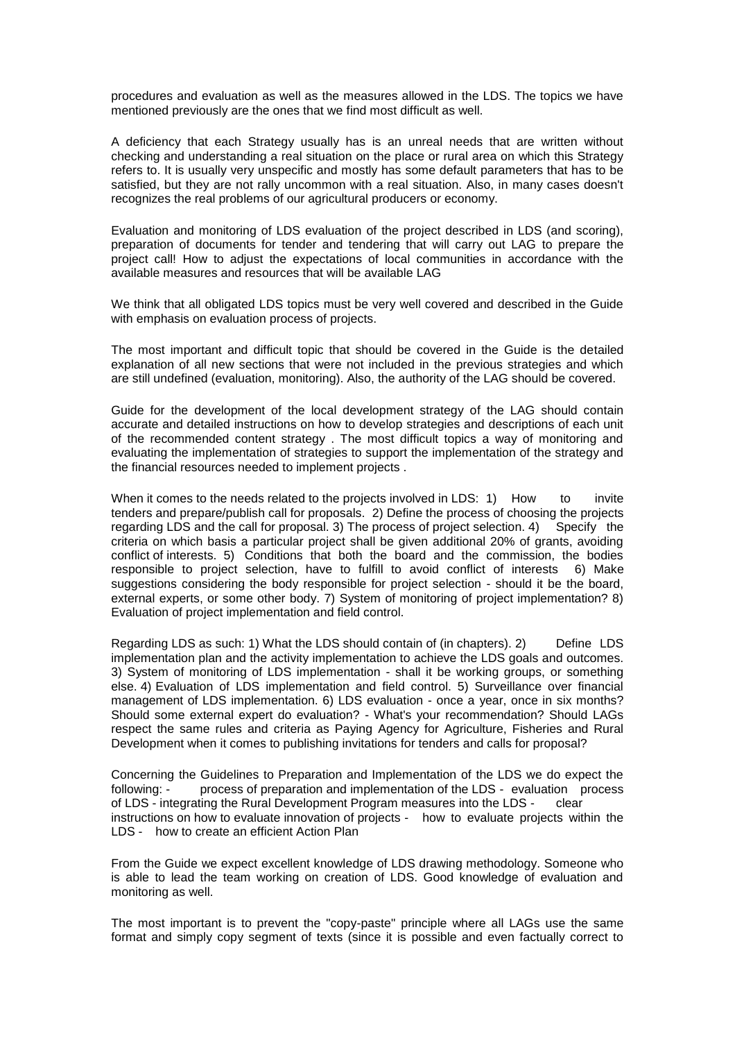procedures and evaluation as well as the measures allowed in the LDS. The topics we have mentioned previously are the ones that we find most difficult as well.

A deficiency that each Strategy usually has is an unreal needs that are written without checking and understanding a real situation on the place or rural area on which this Strategy refers to. It is usually very unspecific and mostly has some default parameters that has to be satisfied, but they are not rally uncommon with a real situation. Also, in many cases doesn't recognizes the real problems of our agricultural producers or economy.

Evaluation and monitoring of LDS evaluation of the project described in LDS (and scoring), preparation of documents for tender and tendering that will carry out LAG to prepare the project call! How to adjust the expectations of local communities in accordance with the available measures and resources that will be available LAG

We think that all obligated LDS topics must be very well covered and described in the Guide with emphasis on evaluation process of projects.

The most important and difficult topic that should be covered in the Guide is the detailed explanation of all new sections that were not included in the previous strategies and which are still undefined (evaluation, monitoring). Also, the authority of the LAG should be covered.

Guide for the development of the local development strategy of the LAG should contain accurate and detailed instructions on how to develop strategies and descriptions of each unit of the recommended content strategy . The most difficult topics a way of monitoring and evaluating the implementation of strategies to support the implementation of the strategy and the financial resources needed to implement projects .

When it comes to the needs related to the projects involved in LDS: 1) How to invite tenders and prepare/publish call for proposals. 2) Define the process of choosing the projects regarding LDS and the call for proposal. 3) The process of project selection. 4) Specify the criteria on which basis a particular project shall be given additional 20% of grants, avoiding conflict of interests. 5) Conditions that both the board and the commission, the bodies responsible to project selection, have to fulfill to avoid conflict of interests 6) Make suggestions considering the body responsible for project selection - should it be the board, external experts, or some other body. 7) System of monitoring of project implementation? 8) Evaluation of project implementation and field control.

Regarding LDS as such: 1) What the LDS should contain of (in chapters). 2) Define LDS implementation plan and the activity implementation to achieve the LDS goals and outcomes. 3) System of monitoring of LDS implementation - shall it be working groups, or something else. 4) Evaluation of LDS implementation and field control. 5) Surveillance over financial management of LDS implementation. 6) LDS evaluation - once a year, once in six months? Should some external expert do evaluation? - What's your recommendation? Should LAGs respect the same rules and criteria as Paying Agency for Agriculture, Fisheries and Rural Development when it comes to publishing invitations for tenders and calls for proposal?

Concerning the Guidelines to Preparation and Implementation of the LDS we do expect the following: - process of preparation and implementation of the LDS - evaluation process of LDS - integrating the Rural Development Program measures into the LDS - clear instructions on how to evaluate innovation of projects - how to evaluate projects within the LDS - how to create an efficient Action Plan

From the Guide we expect excellent knowledge of LDS drawing methodology. Someone who is able to lead the team working on creation of LDS. Good knowledge of evaluation and monitoring as well.

The most important is to prevent the "copy-paste" principle where all LAGs use the same format and simply copy segment of texts (since it is possible and even factually correct to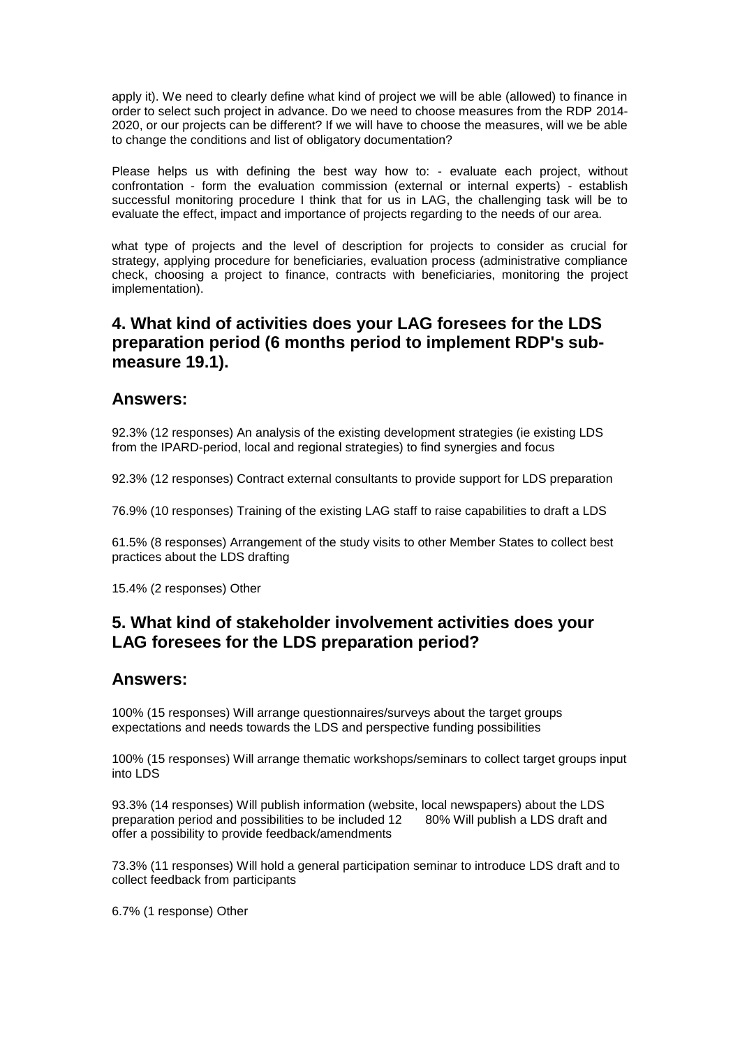apply it). We need to clearly define what kind of project we will be able (allowed) to finance in order to select such project in advance. Do we need to choose measures from the RDP 2014-2020, or our projects can be different? If we will have to choose the measures, will we be able to change the conditions and list of obligatory documentation?

Please helps us with defining the best way how to: - evaluate each project, without confrontation - form the evaluation commission (external or internal experts) - establish successful monitoring procedure I think that for us in LAG, the challenging task will be to evaluate the effect, impact and importance of projects regarding to the needs of our area.

what type of projects and the level of description for projects to consider as crucial for strategy, applying procedure for beneficiaries, evaluation process (administrative compliance check, choosing a project to finance, contracts with beneficiaries, monitoring the project implementation).

## 4. What kind of activities does your LAG foresees for the LDS preparation period (6 months period to implement RDP's sub-measure 19.1).

## Answers:

92.3% (12 responses) An analysis of the existing development strategies (ie existing LDS from the IPARD-period, local and regional strategies) to find synergies and focus

92.3% (12 responses) Contract external consultants to provide support for LDS preparation

76.9% (10 responses) Training of the existing LAG staff to raise capabilities to draft a LDS

61.5% (8 responses) Arrangement of the study visits to other Member States to collect best practices about the LDS drafting

15.4% (2 responses) Other

## 5. What kind of stakeholder involvement activities does your LAG foresees for the LDS preparation period?

## Answers:

100% (15 responses) Will arrange questionnaires/surveys about the target groups expectations and needs towards the LDS and perspective funding possibilities

100% (15 responses) Will arrange thematic workshops/seminars to collect target groups input into LDS

93.3% (14 responses) Will publish information (website, local newspapers) about the LDS preparation period and possibilities to be included 12 80% Will publish a LDS draft and offer a possibility to provide feedback/amendments

73.3% (11 responses) Will hold a general participation seminar to introduce LDS draft and to collect feedback from participants

6.7% (1 response) Other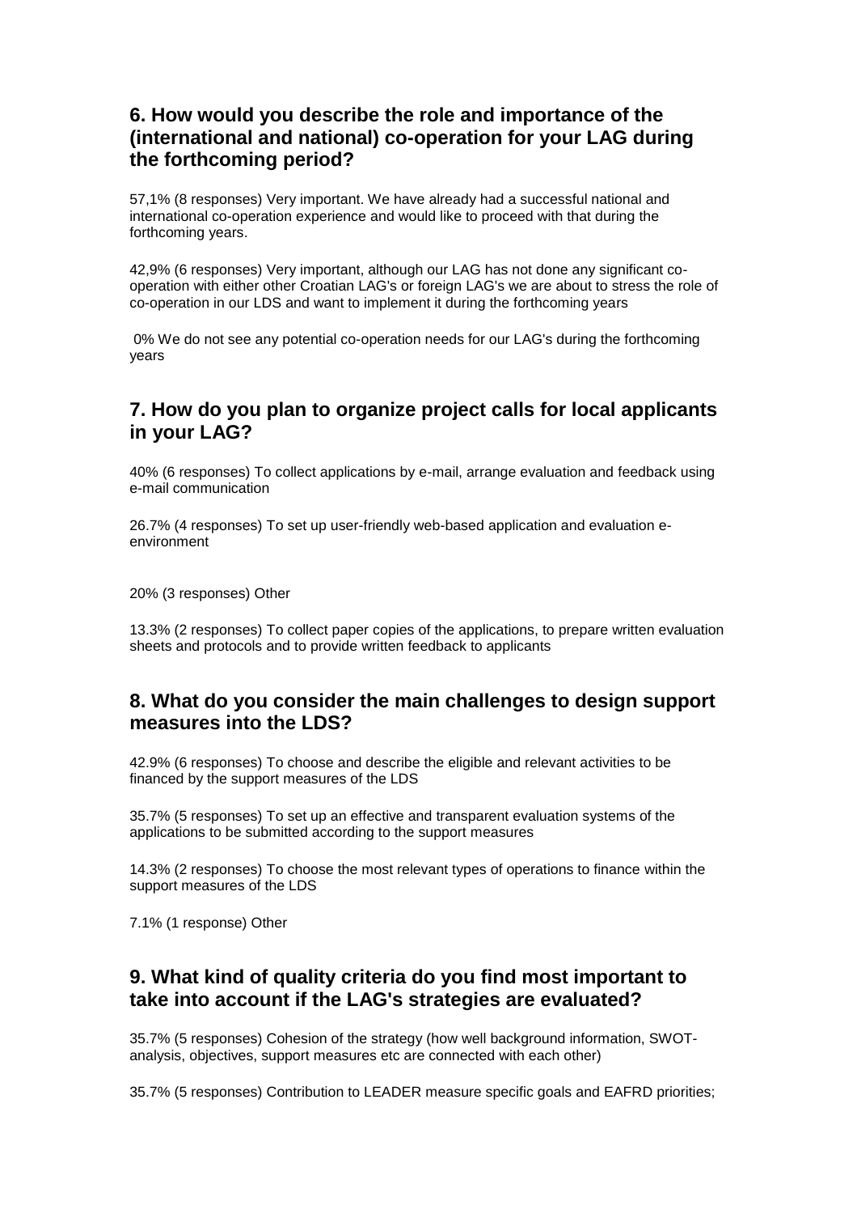## 6. How would you describe the role and importance of the (international and national) co-operation for your LAG during the forthcoming period?

57,1% (8 responses) Very important. We have already had a successful national and international co-operation experience and would like to proceed with that during the forthcoming years.

42,9% (6 responses) Very important, although our LAG has not done any significant co-operation with either other Croatian LAG's or foreign LAG's we are about to stress the role of co-operation in our LDS and want to implement it during the forthcoming years

0% We do not see any potential co-operation needs for our LAG's during the forthcoming years

## 7. How do you plan to organize project calls for local applicants in your LAG?

40% (6 responses) To collect applications by e-mail, arrange evaluation and feedback using e-mail communication

26.7% (4 responses) To set up user-friendly web-based application and evaluation e-environment

20% (3 responses) Other

13.3% (2 responses) To collect paper copies of the applications, to prepare written evaluation sheets and protocols and to provide written feedback to applicants

## 8. What do you consider the main challenges to design support measures into the LDS?

42.9% (6 responses) To choose and describe the eligible and relevant activities to be financed by the support measures of the LDS

35.7% (5 responses) To set up an effective and transparent evaluation systems of the applications to be submitted according to the support measures

14.3% (2 responses) To choose the most relevant types of operations to finance within the support measures of the LDS

7.1% (1 response) Other

## 9. What kind of quality criteria do you find most important to take into account if the LAG's strategies are evaluated?

35.7% (5 responses) Cohesion of the strategy (how well background information, SWOT-analysis, objectives, support measures etc are connected with each other)

35.7% (5 responses) Contribution to LEADER measure specific goals and EAFRD priorities;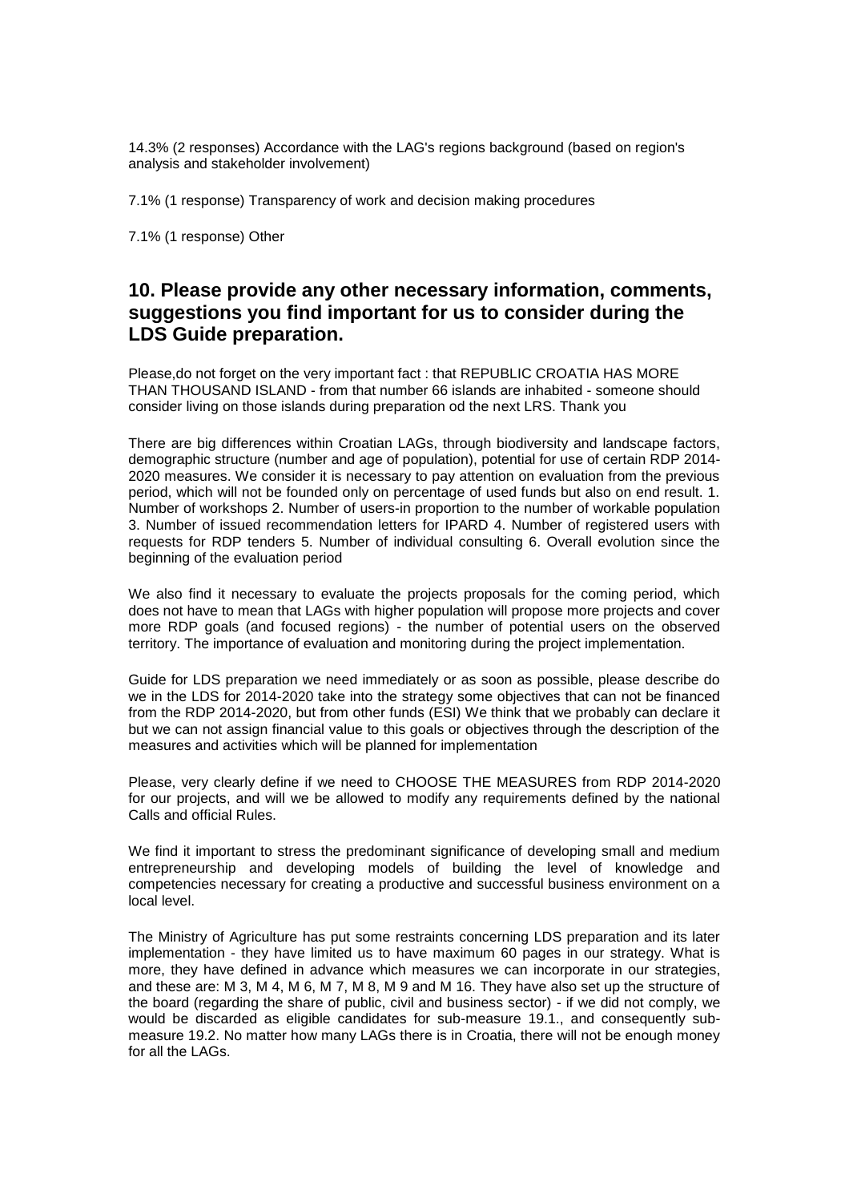14.3% (2 responses) Accordance with the LAG's regions background (based on region's analysis and stakeholder involvement)

7.1% (1 response) Transparency of work and decision making procedures

7.1% (1 response) Other

## 10. Please provide any other necessary information, comments, suggestions you find important for us to consider during the LDS Guide preparation.

Please,do not forget on the very important fact : that REPUBLIC CROATIA HAS MORE THAN THOUSAND ISLAND - from that number 66 islands are inhabited - someone should consider living on those islands during preparation od the next LRS. Thank you

There are big differences within Croatian LAGs, through biodiversity and landscape factors, demographic structure (number and age of population), potential for use of certain RDP 2014-2020 measures. We consider it is necessary to pay attention on evaluation from the previous period, which will not be founded only on percentage of used funds but also on end result. 1. Number of workshops 2. Number of users-in proportion to the number of workable population 3. Number of issued recommendation letters for IPARD 4. Number of registered users with requests for RDP tenders 5. Number of individual consulting 6. Overall evolution since the beginning of the evaluation period

We also find it necessary to evaluate the projects proposals for the coming period, which does not have to mean that LAGs with higher population will propose more projects and cover more RDP goals (and focused regions) - the number of potential users on the observed territory. The importance of evaluation and monitoring during the project implementation.

Guide for LDS preparation we need immediately or as soon as possible, please describe do we in the LDS for 2014-2020 take into the strategy some objectives that can not be financed from the RDP 2014-2020, but from other funds (ESI) We think that we probably can declare it but we can not assign financial value to this goals or objectives through the description of the measures and activities which will be planned for implementation

Please, very clearly define if we need to CHOOSE THE MEASURES from RDP 2014-2020 for our projects, and will we be allowed to modify any requirements defined by the national Calls and official Rules.

We find it important to stress the predominant significance of developing small and medium entrepreneurship and developing models of building the level of knowledge and competencies necessary for creating a productive and successful business environment on a local level.

The Ministry of Agriculture has put some restraints concerning LDS preparation and its later implementation - they have limited us to have maximum 60 pages in our strategy. What is more, they have defined in advance which measures we can incorporate in our strategies, and these are: M 3, M 4, M 6, M 7, M 8, M 9 and M 16. They have also set up the structure of the board (regarding the share of public, civil and business sector) - if we did not comply, we would be discarded as eligible candidates for sub-measure 19.1., and consequently sub-measure 19.2. No matter how many LAGs there is in Croatia, there will not be enough money for all the LAGs.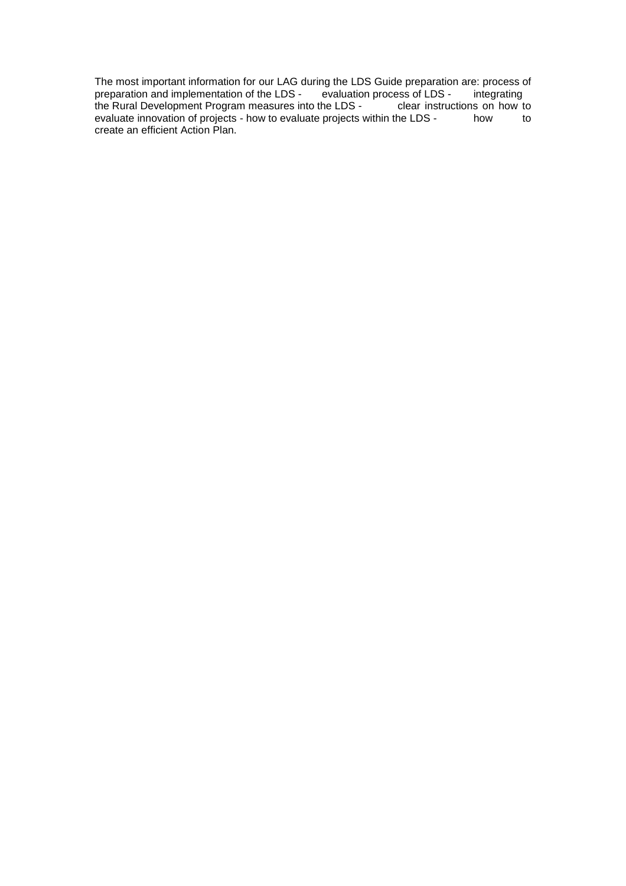The most important information for our LAG during the LDS Guide preparation are: process of preparation and implementation of the LDS - evaluation process of LDS - integrating the Rural Development Program measures into the LDS - clear instructions on how to evaluate innovation of projects - how to evaluate projects within the LDS - how to create an efficient Action Plan.